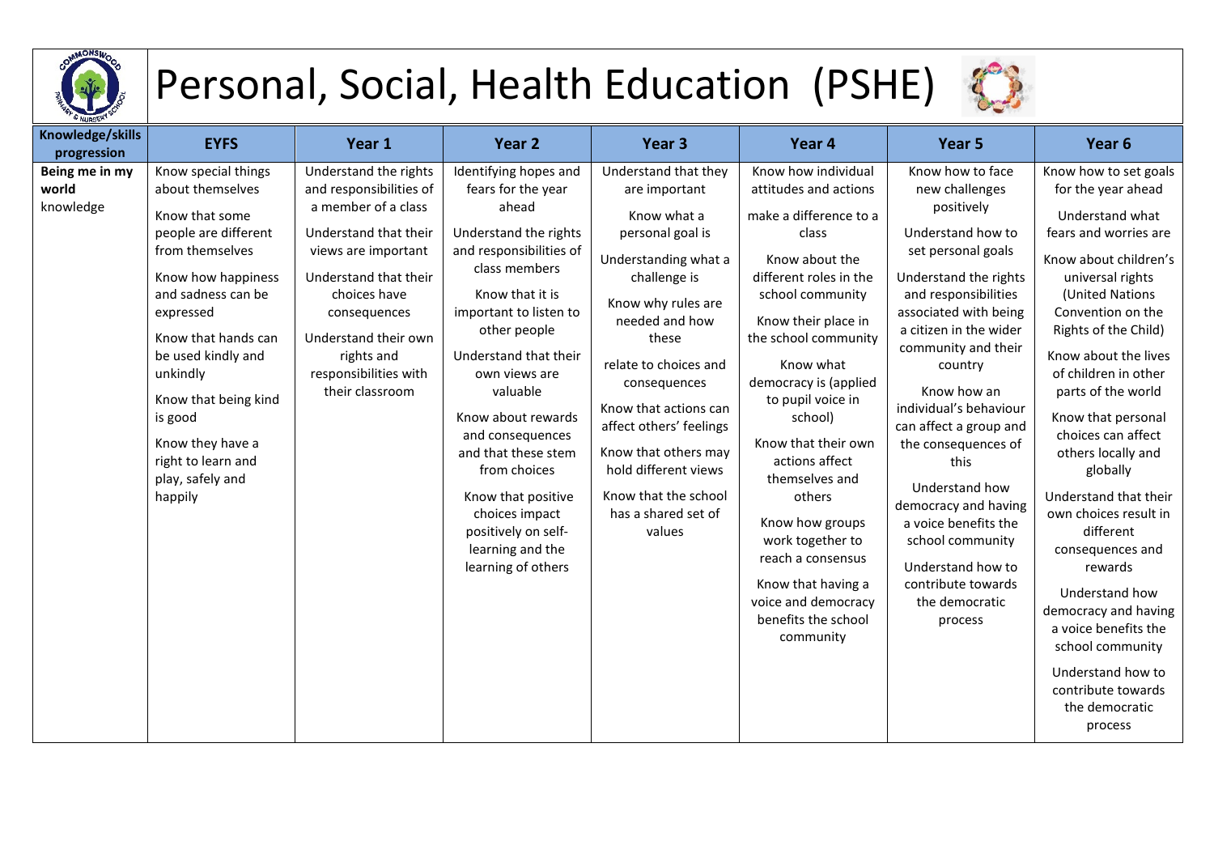# Personal, Social, Health Education (PSHE)

| Knowledge/skills progression | EYFS | Year 1 | Year 2 | Year 3 | Year 4 | Year 5 | Year 6 |
|---|---|---|---|---|---|---|---|
| **Being me in my world** knowledge | Know special things about themselves<br><br>Know that some people are different from themselves<br><br>Know how happiness and sadness can be expressed<br><br>Know that hands can be used kindly and unkindly<br><br>Know that being kind is good<br><br>Know they have a right to learn and play, safely and happily | Understand the rights and responsibilities of a member of a class<br><br>Understand that their views are important<br><br>Understand that their choices have consequences<br><br>Understand their own rights and responsibilities with their classroom | Identifying hopes and fears for the year ahead<br><br>Understand the rights and responsibilities of class members<br><br>Know that it is important to listen to other people<br><br>Understand that their own views are valuable<br><br>Know about rewards and consequences and that these stem from choices<br><br>Know that positive choices impact positively on self-learning and the learning of others | Understand that they are important<br><br>Know what a personal goal is<br><br>Understanding what a challenge is<br><br>Know why rules are needed and how these<br><br>relate to choices and consequences<br><br>Know that actions can affect others' feelings<br><br>Know that others may hold different views<br><br>Know that the school has a shared set of values | Know how individual attitudes and actions<br><br>make a difference to a class<br><br>Know about the different roles in the school community<br><br>Know their place in the school community<br><br>Know what democracy is (applied to pupil voice in school)<br><br>Know that their own actions affect themselves and others<br><br>Know how groups work together to reach a consensus<br><br>Know that having a voice and democracy benefits the school community | Know how to face new challenges positively<br><br>Understand how to set personal goals<br><br>Understand the rights and responsibilities associated with being a citizen in the wider community and their country<br><br>Know how an individual's behaviour can affect a group and the consequences of this<br><br>Understand how democracy and having a voice benefits the school community<br><br>Understand how to contribute towards the democratic process | Know how to set goals for the year ahead<br><br>Understand what fears and worries are<br><br>Know about children's universal rights (United Nations Convention on the Rights of the Child)<br><br>Know about the lives of children in other parts of the world<br><br>Know that personal choices can affect others locally and globally<br><br>Understand that their own choices result in different consequences and rewards<br><br>Understand how democracy and having a voice benefits the school community<br><br>Understand how to contribute towards the democratic process |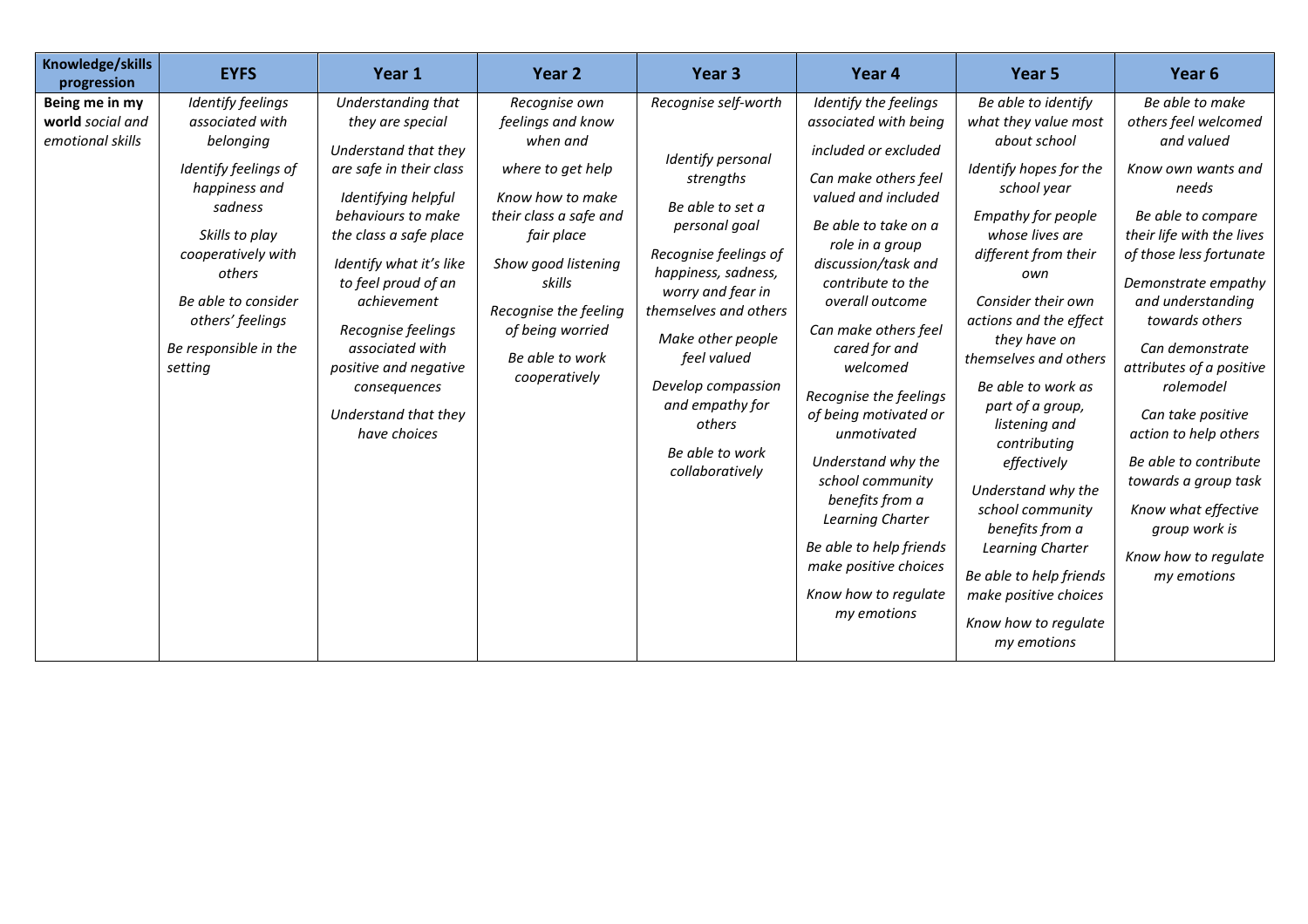| Knowledge/skills progression | EYFS | Year 1 | Year 2 | Year 3 | Year 4 | Year 5 | Year 6 |
|---|---|---|---|---|---|---|---|
| **Being me in my world** *social and emotional skills* | *Identify feelings associated with belonging*<br><br>*Identify feelings of happiness and sadness*<br><br>*Skills to play cooperatively with others*<br><br>*Be able to consider others' feelings*<br><br>*Be responsible in the setting* | *Understanding that they are special*<br><br>*Understand that they are safe in their class*<br><br>*Identifying helpful behaviours to make the class a safe place*<br><br>*Identify what it's like to feel proud of an achievement*<br><br>*Recognise feelings associated with positive and negative consequences*<br><br>*Understand that they have choices* | *Recognise own feelings and know when and where to get help*<br><br>*Know how to make their class a safe and fair place*<br><br>*Show good listening skills*<br><br>*Recognise the feeling of being worried*<br><br>*Be able to work cooperatively* | *Recognise self-worth*<br><br>*Identify personal strengths*<br><br>*Be able to set a personal goal*<br><br>*Recognise feelings of happiness, sadness, worry and fear in themselves and others*<br><br>*Make other people feel valued*<br><br>*Develop compassion and empathy for others*<br><br>*Be able to work collaboratively* | *Identify the feelings associated with being included or excluded*<br><br>*Can make others feel valued and included*<br><br>*Be able to take on a role in a group discussion/task and contribute to the overall outcome*<br><br>*Can make others feel cared for and welcomed*<br><br>*Recognise the feelings of being motivated or unmotivated*<br><br>*Understand why the school community benefits from a Learning Charter*<br><br>*Be able to help friends make positive choices*<br><br>*Know how to regulate my emotions* | *Be able to identify what they value most about school*<br><br>*Identify hopes for the school year*<br><br>*Empathy for people whose lives are different from their own*<br><br>*Consider their own actions and the effect they have on themselves and others*<br><br>*Be able to work as part of a group, listening and contributing effectively*<br><br>*Understand why the school community benefits from a Learning Charter*<br><br>*Be able to help friends make positive choices*<br><br>*Know how to regulate my emotions* | *Be able to make others feel welcomed and valued*<br><br>*Know own wants and needs*<br><br>*Be able to compare their life with the lives of those less fortunate*<br><br>*Demonstrate empathy and understanding towards others*<br><br>*Can demonstrate attributes of a positive rolemodel*<br><br>*Can take positive action to help others*<br><br>*Be able to contribute towards a group task*<br><br>*Know what effective group work is*<br><br>*Know how to regulate my emotions* |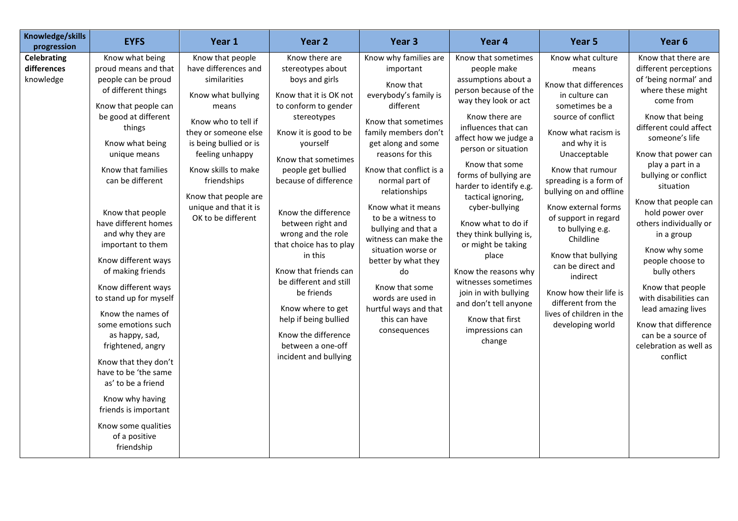| Knowledge/skills progression | EYFS | Year 1 | Year 2 | Year 3 | Year 4 | Year 5 | Year 6 |
|---|---|---|---|---|---|---|---|
| **Celebrating differences** knowledge | Know what being proud means and that people can be proud of different things<br><br>Know that people can be good at different things<br><br>Know what being unique means<br><br>Know that families can be different<br><br>Know that people have different homes and why they are important to them<br><br>Know different ways of making friends<br><br>Know different ways to stand up for myself<br><br>Know the names of some emotions such as happy, sad, frightened, angry<br><br>Know that they don't have to be 'the same as' to be a friend<br><br>Know why having friends is important<br><br>Know some qualities of a positive friendship | Know that people have differences and similarities<br><br>Know what bullying means<br><br>Know who to tell if they or someone else is being bullied or is feeling unhappy<br><br>Know skills to make friendships<br><br>Know that people are unique and that it is OK to be different | Know there are stereotypes about boys and girls<br><br>Know that it is OK not to conform to gender stereotypes<br><br>Know it is good to be yourself<br><br>Know that sometimes people get bullied because of difference<br><br>Know the difference between right and wrong and the role that choice has to play in this<br><br>Know that friends can be different and still be friends<br><br>Know where to get help if being bullied<br><br>Know the difference between a one-off incident and bullying | Know why families are important<br><br>Know that everybody's family is different<br><br>Know that sometimes family members don't get along and some reasons for this<br><br>Know that conflict is a normal part of relationships<br><br>Know what it means to be a witness to bullying and that a witness can make the situation worse or better by what they do<br><br>Know that some words are used in hurtful ways and that this can have consequences | Know that sometimes people make assumptions about a person because of the way they look or act<br><br>Know there are influences that can affect how we judge a person or situation<br><br>Know that some forms of bullying are harder to identify e.g. tactical ignoring, cyber-bullying<br><br>Know what to do if they think bullying is, or might be taking place<br><br>Know the reasons why witnesses sometimes join in with bullying and don't tell anyone<br><br>Know that first impressions can change | Know what culture means<br><br>Know that differences in culture can sometimes be a source of conflict<br><br>Know what racism is and why it is Unacceptable<br><br>Know that rumour spreading is a form of bullying on and offline<br><br>Know external forms of support in regard to bullying e.g. Childline<br><br>Know that bullying can be direct and indirect<br><br>Know how their life is different from the lives of children in the developing world | Know that there are different perceptions of 'being normal' and where these might come from<br><br>Know that being different could affect someone's life<br><br>Know that power can play a part in a bullying or conflict situation<br><br>Know that people can hold power over others individually or in a group<br><br>Know why some people choose to bully others<br><br>Know that people with disabilities can lead amazing lives<br><br>Know that difference can be a source of celebration as well as conflict |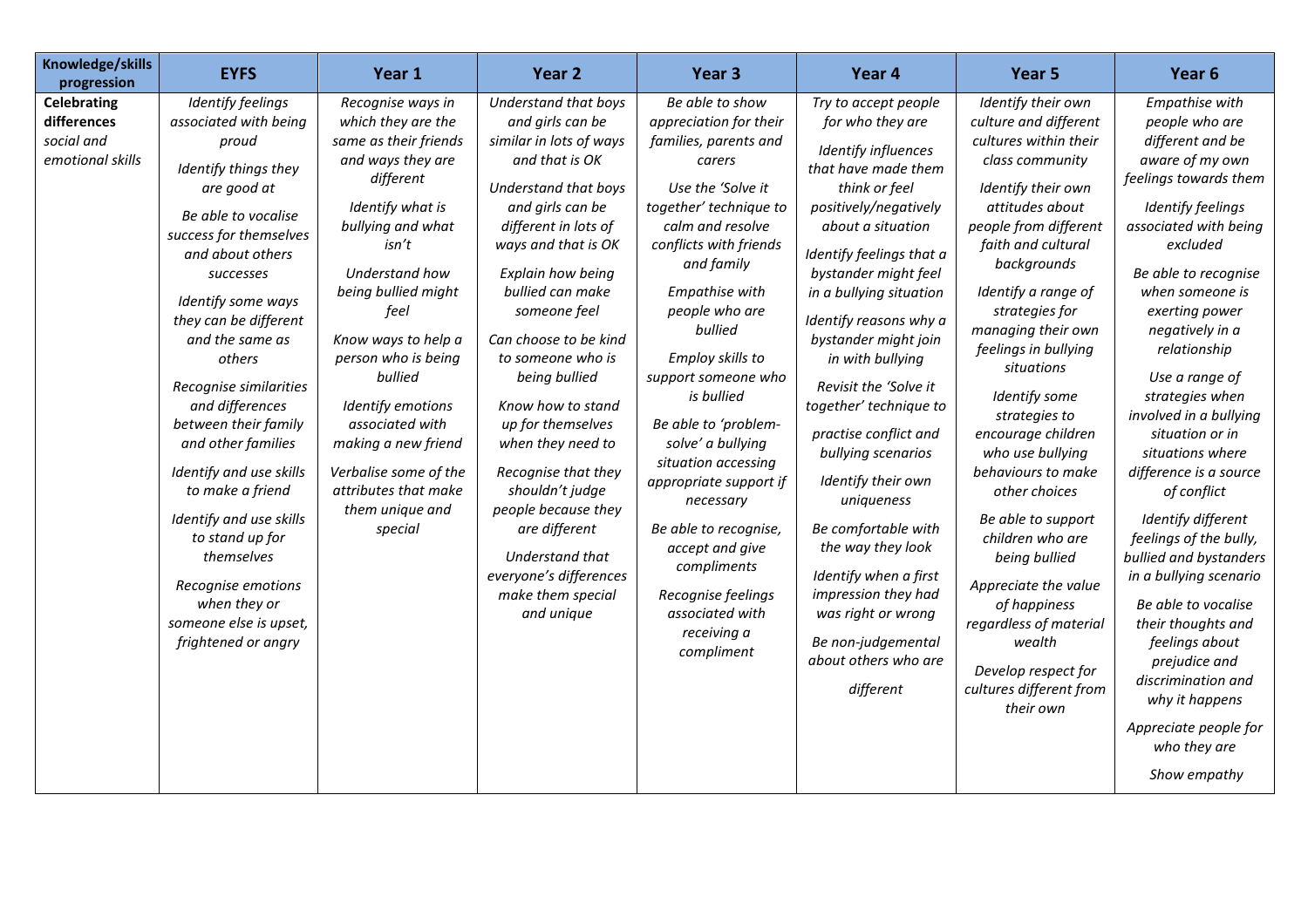| Knowledge/skills progression | EYFS | Year 1 | Year 2 | Year 3 | Year 4 | Year 5 | Year 6 |
|---|---|---|---|---|---|---|---|
| **Celebrating differences** social and emotional skills | *Identify feelings associated with being proud*<br><br>*Identify things they are good at*<br><br>*Be able to vocalise success for themselves and about others successes*<br><br>*Identify some ways they can be different and the same as others*<br><br>*Recognise similarities and differences between their family and other families*<br><br>*Identify and use skills to make a friend*<br><br>*Identify and use skills to stand up for themselves*<br><br>*Recognise emotions when they or someone else is upset, frightened or angry* | *Recognise ways in which they are the same as their friends and ways they are different*<br><br>*Identify what is bullying and what isn't*<br><br>*Understand how being bullied might feel*<br><br>*Know ways to help a person who is being bullied*<br><br>*Identify emotions associated with making a new friend*<br><br>*Verbalise some of the attributes that make them unique and special* | *Understand that boys and girls can be similar in lots of ways and that is OK*<br><br>*Understand that boys and girls can be different in lots of ways and that is OK*<br><br>*Explain how being bullied can make someone feel*<br><br>*Can choose to be kind to someone who is being bullied*<br><br>*Know how to stand up for themselves when they need to*<br><br>*Recognise that they shouldn't judge people because they are different*<br><br>*Understand that everyone's differences make them special and unique* | *Be able to show appreciation for their families, parents and carers*<br><br>*Use the 'Solve it together' technique to calm and resolve conflicts with friends and family*<br><br>*Empathise with people who are bullied*<br><br>*Employ skills to support someone who is bullied*<br><br>*Be able to 'problem-solve' a bullying situation accessing appropriate support if necessary*<br><br>*Be able to recognise, accept and give compliments*<br><br>*Recognise feelings associated with receiving a compliment* | *Try to accept people for who they are*<br><br>*Identify influences that have made them think or feel positively/negatively about a situation*<br><br>*Identify feelings that a bystander might feel in a bullying situation*<br><br>*Identify reasons why a bystander might join in with bullying*<br><br>*Revisit the 'Solve it together' technique to practise conflict and bullying scenarios*<br><br>*Identify their own uniqueness*<br><br>*Be comfortable with the way they look*<br><br>*Identify when a first impression they had was right or wrong*<br><br>*Be non-judgemental about others who are different* | *Identify their own culture and different cultures within their class community*<br><br>*Identify their own attitudes about people from different faith and cultural backgrounds*<br><br>*Identify a range of strategies for managing their own feelings in bullying situations*<br><br>*Identify some strategies to encourage children who use bullying behaviours to make other choices*<br><br>*Be able to support children who are being bullied*<br><br>*Appreciate the value of happiness regardless of material wealth*<br><br>*Develop respect for cultures different from their own* | *Empathise with people who are different and be aware of my own feelings towards them*<br><br>*Identify feelings associated with being excluded*<br><br>*Be able to recognise when someone is exerting power negatively in a relationship*<br><br>*Use a range of strategies when involved in a bullying situation or in situations where difference is a source of conflict*<br><br>*Identify different feelings of the bully, bullied and bystanders in a bullying scenario*<br><br>*Be able to vocalise their thoughts and feelings about prejudice and discrimination and why it happens*<br><br>*Appreciate people for who they are*<br><br>*Show empathy* |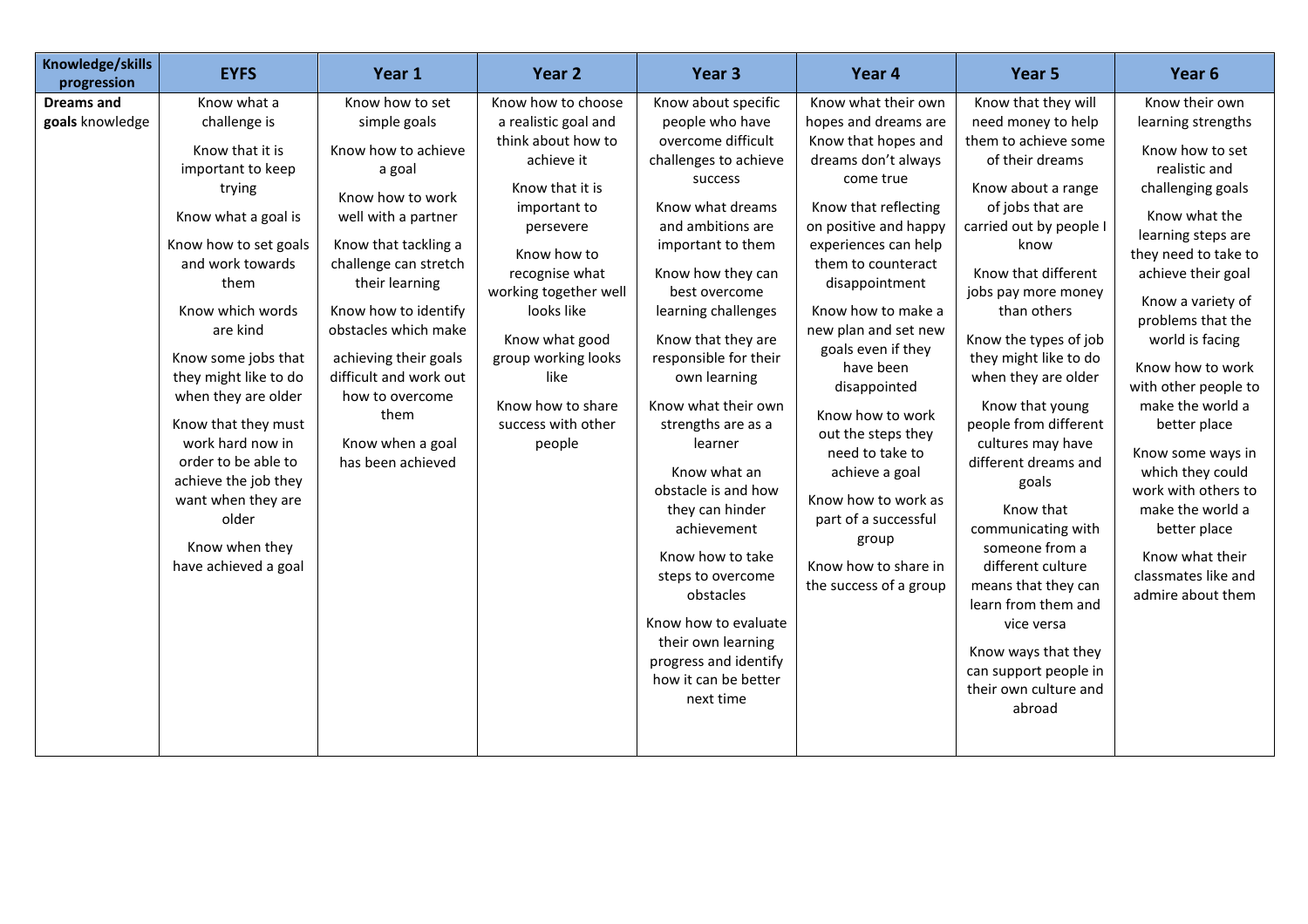| Knowledge/skills progression | EYFS | Year 1 | Year 2 | Year 3 | Year 4 | Year 5 | Year 6 |
|---|---|---|---|---|---|---|---|
| **Dreams and goals** knowledge | Know what a challenge is<br><br>Know that it is important to keep trying<br><br>Know what a goal is<br><br>Know how to set goals and work towards them<br><br>Know which words are kind<br><br>Know some jobs that they might like to do when they are older<br><br>Know that they must work hard now in order to be able to achieve the job they want when they are older<br><br>Know when they have achieved a goal | Know how to set simple goals<br><br>Know how to achieve a goal<br><br>Know how to work well with a partner<br><br>Know that tackling a challenge can stretch their learning<br><br>Know how to identify obstacles which make achieving their goals difficult and work out how to overcome them<br><br>Know when a goal has been achieved | Know how to choose a realistic goal and think about how to achieve it<br><br>Know that it is important to persevere<br><br>Know how to recognise what working together well looks like<br><br>Know what good group working looks like<br><br>Know how to share success with other people | Know about specific people who have overcome difficult challenges to achieve success<br><br>Know what dreams and ambitions are important to them<br><br>Know how they can best overcome learning challenges<br><br>Know that they are responsible for their own learning<br><br>Know what their own strengths are as a learner<br><br>Know what an obstacle is and how they can hinder achievement<br><br>Know how to take steps to overcome obstacles<br><br>Know how to evaluate their own learning progress and identify how it can be better next time | Know what their own hopes and dreams are<br>Know that hopes and dreams don't always come true<br><br>Know that reflecting on positive and happy experiences can help them to counteract disappointment<br><br>Know how to make a new plan and set new goals even if they have been disappointed<br><br>Know how to work out the steps they need to take to achieve a goal<br><br>Know how to work as part of a successful group<br><br>Know how to share in the success of a group | Know that they will need money to help them to achieve some of their dreams<br><br>Know about a range of jobs that are carried out by people I know<br><br>Know that different jobs pay more money than others<br><br>Know the types of job they might like to do when they are older<br><br>Know that young people from different cultures may have different dreams and goals<br><br>Know that communicating with someone from a different culture means that they can learn from them and vice versa<br><br>Know ways that they can support people in their own culture and abroad | Know their own learning strengths<br><br>Know how to set realistic and challenging goals<br><br>Know what the learning steps are they need to take to achieve their goal<br><br>Know a variety of problems that the world is facing<br><br>Know how to work with other people to make the world a better place<br><br>Know some ways in which they could work with others to make the world a better place<br><br>Know what their classmates like and admire about them |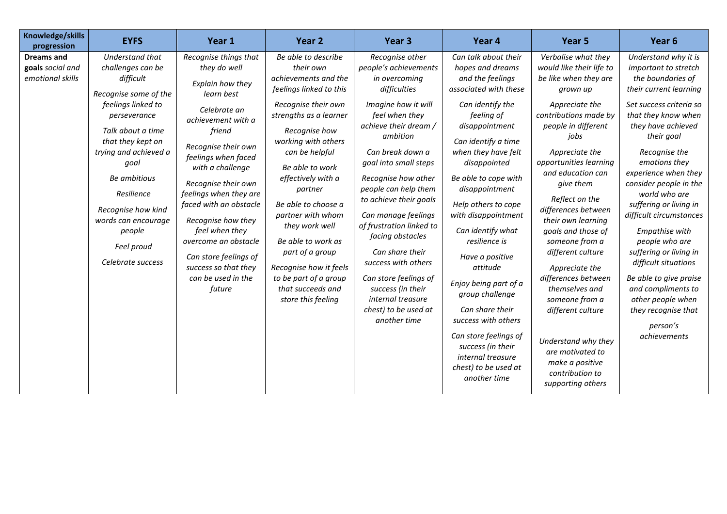| Knowledge/skills progression | EYFS | Year 1 | Year 2 | Year 3 | Year 4 | Year 5 | Year 6 |
|---|---|---|---|---|---|---|---|
| **Dreams and goals** *social and emotional skills* | *Understand that challenges can be difficult*<br><br>*Recognise some of the feelings linked to perseverance*<br><br>*Talk about a time that they kept on trying and achieved a goal*<br><br>*Be ambitious*<br><br>*Resilience*<br><br>*Recognise how kind words can encourage people*<br><br>*Feel proud*<br><br>*Celebrate success* | *Recognise things that they do well*<br><br>*Explain how they learn best*<br><br>*Celebrate an achievement with a friend*<br><br>*Recognise their own feelings when faced with a challenge*<br><br>*Recognise their own feelings when they are faced with an obstacle*<br><br>*Recognise how they feel when they overcome an obstacle*<br><br>*Can store feelings of success so that they can be used in the future* | *Be able to describe their own achievements and the feelings linked to this*<br><br>*Recognise their own strengths as a learner*<br><br>*Recognise how working with others can be helpful*<br><br>*Be able to work effectively with a partner*<br><br>*Be able to choose a partner with whom they work well*<br><br>*Be able to work as part of a group*<br><br>*Recognise how it feels to be part of a group that succeeds and store this feeling* | *Recognise other people's achievements in overcoming difficulties*<br><br>*Imagine how it will feel when they achieve their dream / ambition*<br><br>*Can break down a goal into small steps*<br><br>*Recognise how other people can help them to achieve their goals*<br><br>*Can manage feelings of frustration linked to facing obstacles*<br><br>*Can share their success with others*<br><br>*Can store feelings of success (in their internal treasure chest) to be used at another time* | *Can talk about their hopes and dreams and the feelings associated with these*<br><br>*Can identify the feeling of disappointment*<br><br>*Can identify a time when they have felt disappointed*<br><br>*Be able to cope with disappointment*<br><br>*Help others to cope with disappointment*<br><br>*Can identify what resilience is*<br><br>*Have a positive attitude*<br><br>*Enjoy being part of a group challenge*<br><br>*Can share their success with others*<br><br>*Can store feelings of success (in their internal treasure chest) to be used at another time* | *Verbalise what they would like their life to be like when they are grown up*<br><br>*Appreciate the contributions made by people in different jobs*<br><br>*Appreciate the opportunities learning and education can give them*<br><br>*Reflect on the differences between their own learning goals and those of someone from a different culture*<br><br>*Appreciate the differences between themselves and someone from a different culture*<br><br>*Understand why they are motivated to make a positive contribution to supporting others* | *Understand why it is important to stretch the boundaries of their current learning*<br><br>*Set success criteria so that they know when they have achieved their goal*<br><br>*Recognise the emotions they experience when they consider people in the world who are suffering or living in difficult circumstances*<br><br>*Empathise with people who are suffering or living in difficult situations*<br><br>*Be able to give praise and compliments to other people when they recognise that person's achievements* |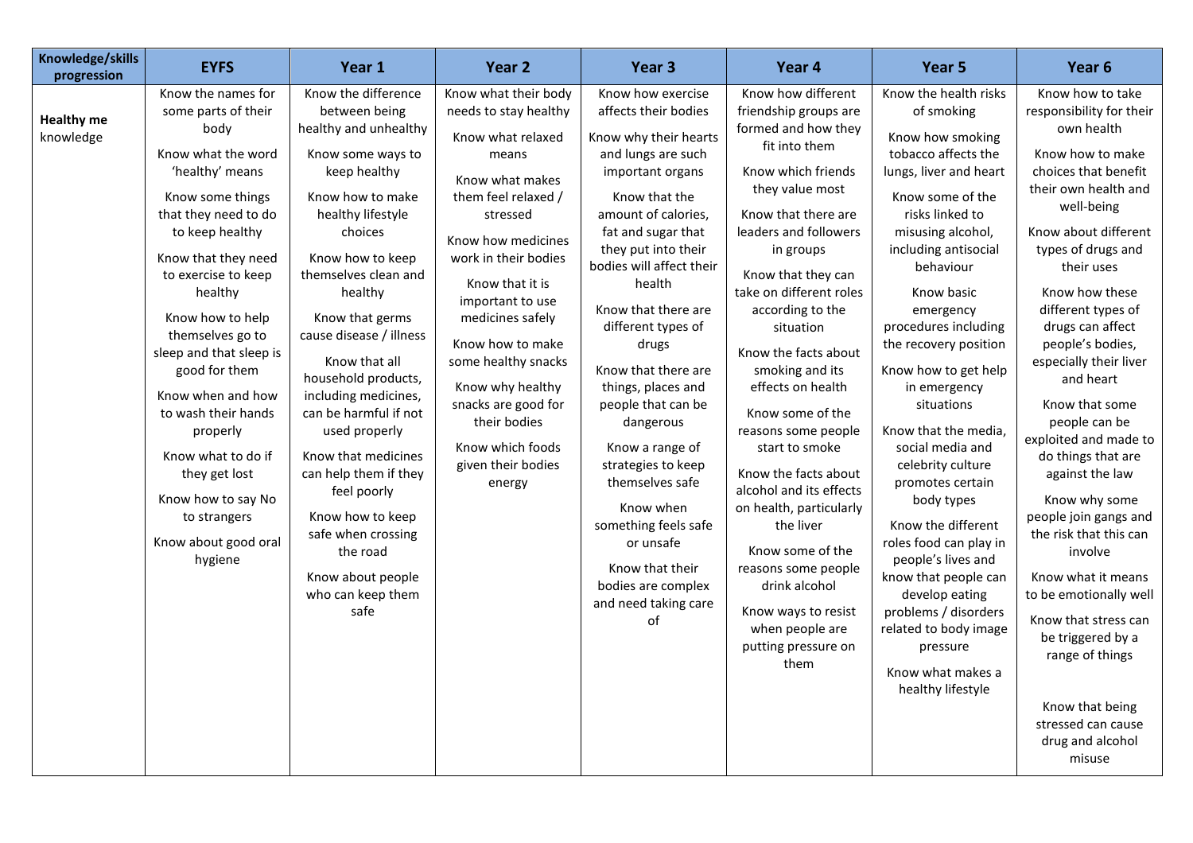| Knowledge/skills progression | EYFS | Year 1 | Year 2 | Year 3 | Year 4 | Year 5 | Year 6 |
|---|---|---|---|---|---|---|---|
| **Healthy me** knowledge | Know the names for some parts of their body<br><br>Know what the word 'healthy' means<br><br>Know some things that they need to do to keep healthy<br><br>Know that they need to exercise to keep healthy<br><br>Know how to help themselves go to sleep and that sleep is good for them<br><br>Know when and how to wash their hands properly<br><br>Know what to do if they get lost<br><br>Know how to say No to strangers<br><br>Know about good oral hygiene | Know the difference between being healthy and unhealthy<br><br>Know some ways to keep healthy<br><br>Know how to make healthy lifestyle choices<br><br>Know how to keep themselves clean and healthy<br><br>Know that germs cause disease / illness<br><br>Know that all household products, including medicines, can be harmful if not used properly<br><br>Know that medicines can help them if they feel poorly<br><br>Know how to keep safe when crossing the road<br><br>Know about people who can keep them safe | Know what their body needs to stay healthy<br><br>Know what relaxed means<br><br>Know what makes them feel relaxed / stressed<br><br>Know how medicines work in their bodies<br><br>Know that it is important to use medicines safely<br><br>Know how to make some healthy snacks<br><br>Know why healthy snacks are good for their bodies<br><br>Know which foods given their bodies energy | Know how exercise affects their bodies<br><br>Know why their hearts and lungs are such important organs<br><br>Know that the amount of calories, fat and sugar that they put into their bodies will affect their health<br><br>Know that there are different types of drugs<br><br>Know that there are things, places and people that can be dangerous<br><br>Know a range of strategies to keep themselves safe<br><br>Know when something feels safe or unsafe<br><br>Know that their bodies are complex and need taking care of | Know how different friendship groups are formed and how they fit into them<br><br>Know which friends they value most<br><br>Know that there are leaders and followers in groups<br><br>Know that they can take on different roles according to the situation<br><br>Know the facts about smoking and its effects on health<br><br>Know some of the reasons some people start to smoke<br><br>Know the facts about alcohol and its effects on health, particularly the liver<br><br>Know some of the reasons some people drink alcohol<br><br>Know ways to resist when people are putting pressure on them | Know the health risks of smoking<br><br>Know how smoking tobacco affects the lungs, liver and heart<br><br>Know some of the risks linked to misusing alcohol, including antisocial behaviour<br><br>Know basic emergency procedures including the recovery position<br><br>Know how to get help in emergency situations<br><br>Know that the media, social media and celebrity culture promotes certain body types<br><br>Know the different roles food can play in people's lives and know that people can develop eating problems / disorders related to body image pressure<br><br>Know what makes a healthy lifestyle | Know how to take responsibility for their own health<br><br>Know how to make choices that benefit their own health and well-being<br><br>Know about different types of drugs and their uses<br><br>Know how these different types of drugs can affect people's bodies, especially their liver and heart<br><br>Know that some people can be exploited and made to do things that are against the law<br><br>Know why some people join gangs and the risk that this can involve<br><br>Know what it means to be emotionally well<br><br>Know that stress can be triggered by a range of things<br><br>Know that being stressed can cause drug and alcohol misuse |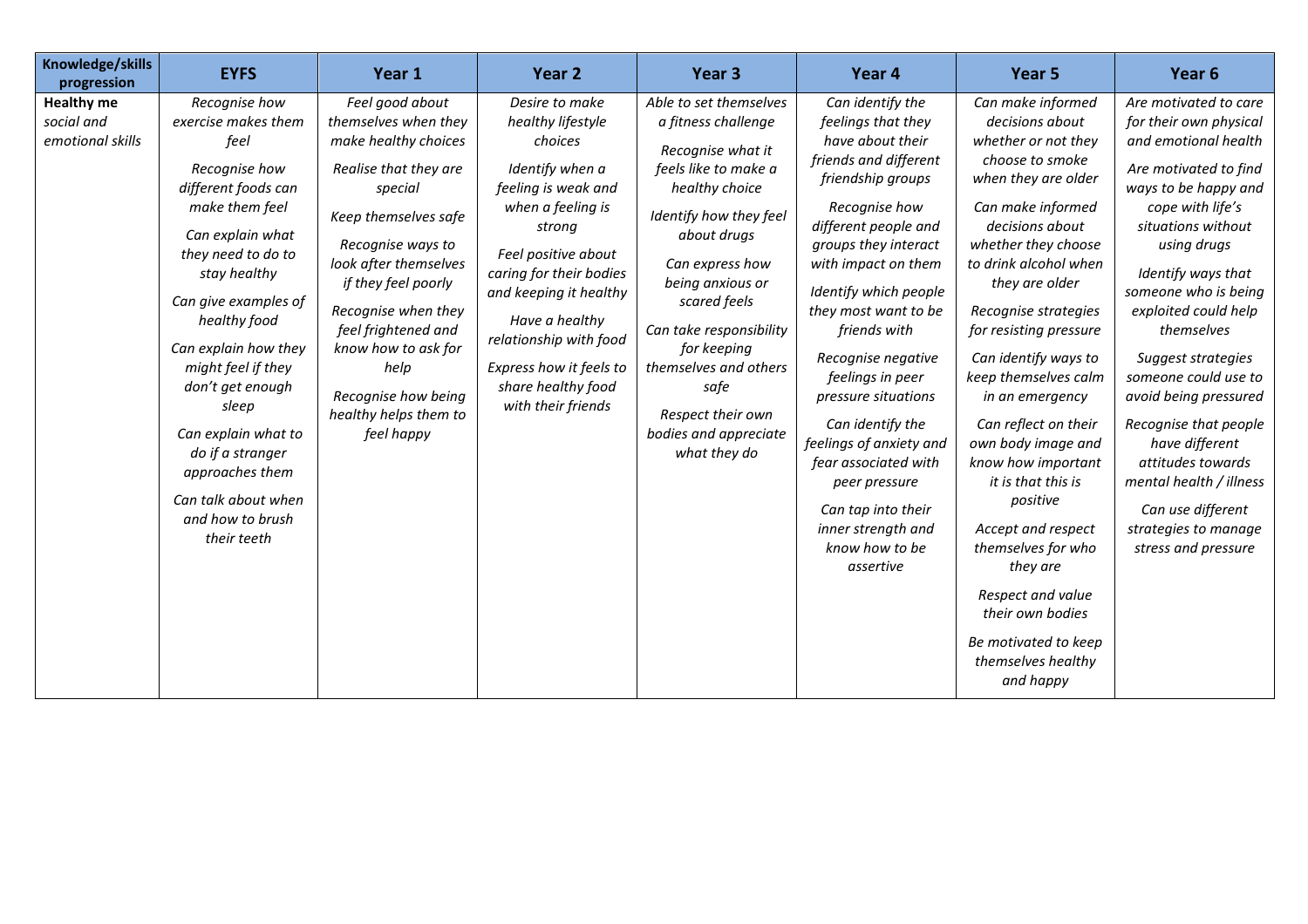| Knowledge/skills progression | EYFS | Year 1 | Year 2 | Year 3 | Year 4 | Year 5 | Year 6 |
|---|---|---|---|---|---|---|---|
| **Healthy me** *social and emotional skills* | *Recognise how exercise makes them feel*<br><br>*Recognise how different foods can make them feel*<br><br>*Can explain what they need to do to stay healthy*<br><br>*Can give examples of healthy food*<br><br>*Can explain how they might feel if they don't get enough sleep*<br><br>*Can explain what to do if a stranger approaches them*<br><br>*Can talk about when and how to brush their teeth* | *Feel good about themselves when they make healthy choices*<br><br>*Realise that they are special*<br><br>*Keep themselves safe*<br><br>*Recognise ways to look after themselves if they feel poorly*<br><br>*Recognise when they feel frightened and know how to ask for help*<br><br>*Recognise how being healthy helps them to feel happy* | *Desire to make healthy lifestyle choices*<br><br>*Identify when a feeling is weak and when a feeling is strong*<br><br>*Feel positive about caring for their bodies and keeping it healthy*<br><br>*Have a healthy relationship with food*<br><br>*Express how it feels to share healthy food with their friends* | *Able to set themselves a fitness challenge*<br><br>*Recognise what it feels like to make a healthy choice*<br><br>*Identify how they feel about drugs*<br><br>*Can express how being anxious or scared feels*<br><br>*Can take responsibility for keeping themselves and others safe*<br><br>*Respect their own bodies and appreciate what they do* | *Can identify the feelings that they have about their friends and different friendship groups*<br><br>*Recognise how different people and groups they interact with impact on them*<br><br>*Identify which people they most want to be friends with*<br><br>*Recognise negative feelings in peer pressure situations*<br><br>*Can identify the feelings of anxiety and fear associated with peer pressure*<br><br>*Can tap into their inner strength and know how to be assertive* | *Can make informed decisions about whether or not they choose to smoke when they are older*<br><br>*Can make informed decisions about whether they choose to drink alcohol when they are older*<br><br>*Recognise strategies for resisting pressure*<br><br>*Can identify ways to keep themselves calm in an emergency*<br><br>*Can reflect on their own body image and know how important it is that this is positive*<br><br>*Accept and respect themselves for who they are*<br><br>*Respect and value their own bodies*<br><br>*Be motivated to keep themselves healthy and happy* | *Are motivated to care for their own physical and emotional health*<br><br>*Are motivated to find ways to be happy and cope with life's situations without using drugs*<br><br>*Identify ways that someone who is being exploited could help themselves*<br><br>*Suggest strategies someone could use to avoid being pressured*<br><br>*Recognise that people have different attitudes towards mental health / illness*<br><br>*Can use different strategies to manage stress and pressure* |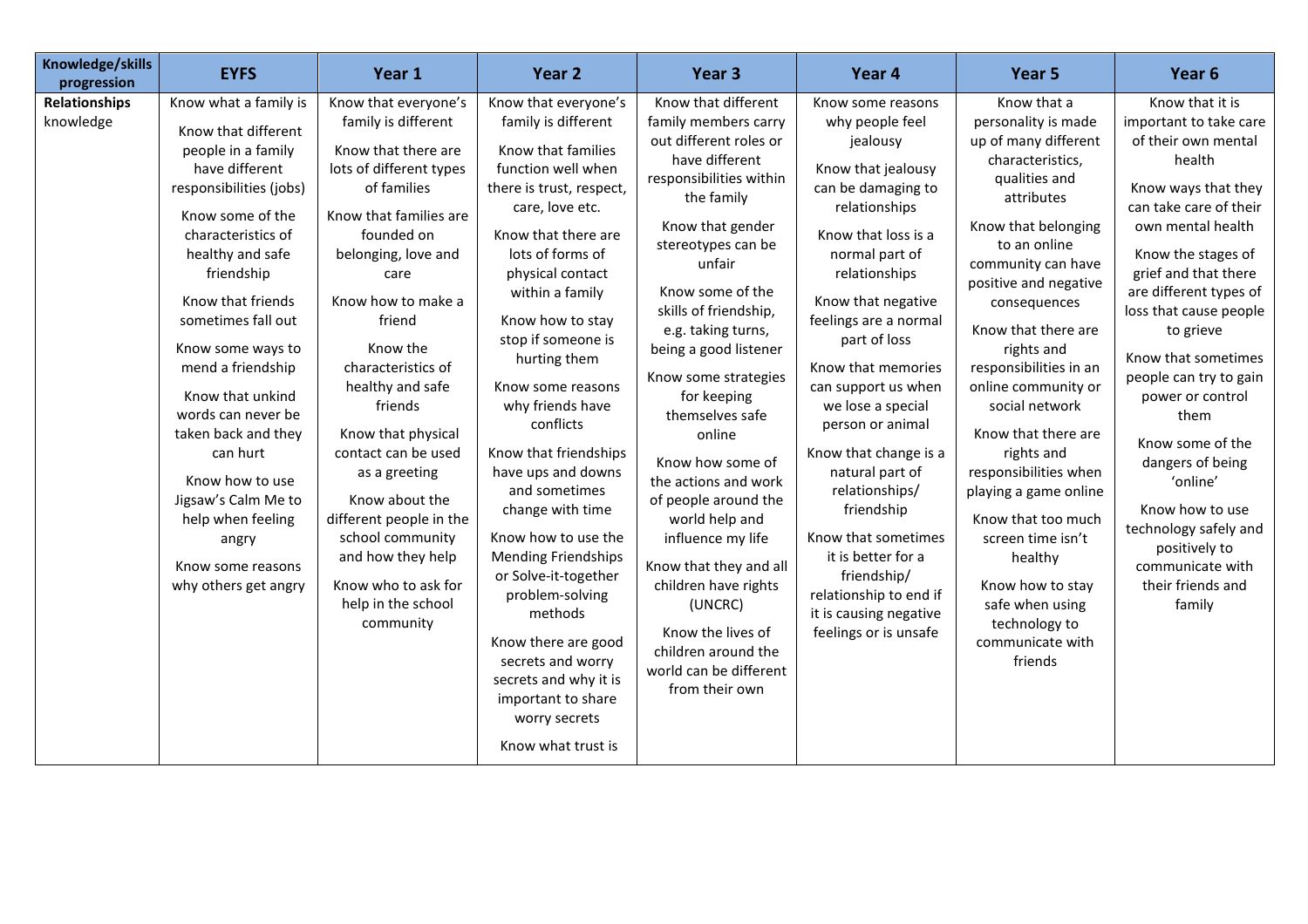| Knowledge/skills progression | EYFS | Year 1 | Year 2 | Year 3 | Year 4 | Year 5 | Year 6 |
|---|---|---|---|---|---|---|---|
| **Relationships** knowledge | Know what a family is<br><br>Know that different people in a family have different responsibilities (jobs)<br><br>Know some of the characteristics of healthy and safe friendship<br><br>Know that friends sometimes fall out<br><br>Know some ways to mend a friendship<br><br>Know that unkind words can never be taken back and they can hurt<br><br>Know how to use Jigsaw's Calm Me to help when feeling angry<br><br>Know some reasons why others get angry | Know that everyone's family is different<br><br>Know that there are lots of different types of families<br><br>Know that families are founded on belonging, love and care<br><br>Know how to make a friend<br><br>Know the characteristics of healthy and safe friends<br><br>Know that physical contact can be used as a greeting<br><br>Know about the different people in the school community and how they help<br><br>Know who to ask for help in the school community | Know that everyone's family is different<br><br>Know that families function well when there is trust, respect, care, love etc.<br><br>Know that there are lots of forms of physical contact within a family<br><br>Know how to stay stop if someone is hurting them<br><br>Know some reasons why friends have conflicts<br><br>Know that friendships have ups and downs and sometimes change with time<br><br>Know how to use the Mending Friendships or Solve-it-together problem-solving methods<br><br>Know there are good secrets and worry secrets and why it is important to share worry secrets<br><br>Know what trust is | Know that different family members carry out different roles or have different responsibilities within the family<br><br>Know that gender stereotypes can be unfair<br><br>Know some of the skills of friendship, e.g. taking turns, being a good listener<br><br>Know some strategies for keeping themselves safe online<br><br>Know how some of the actions and work of people around the world help and influence my life<br><br>Know that they and all children have rights (UNCRC)<br><br>Know the lives of children around the world can be different from their own | Know some reasons why people feel jealousy<br><br>Know that jealousy can be damaging to relationships<br><br>Know that loss is a normal part of relationships<br><br>Know that negative feelings are a normal part of loss<br><br>Know that memories can support us when we lose a special person or animal<br><br>Know that change is a natural part of relationships/ friendship<br><br>Know that sometimes it is better for a friendship/ relationship to end if it is causing negative feelings or is unsafe | Know that a personality is made up of many different characteristics, qualities and attributes<br><br>Know that belonging to an online community can have positive and negative consequences<br><br>Know that there are rights and responsibilities in an online community or social network<br><br>Know that there are rights and responsibilities when playing a game online<br><br>Know that too much screen time isn't healthy<br><br>Know how to stay safe when using technology to communicate with friends | Know that it is important to take care of their own mental health<br><br>Know ways that they can take care of their own mental health<br><br>Know the stages of grief and that there are different types of loss that cause people to grieve<br><br>Know that sometimes people can try to gain power or control them<br><br>Know some of the dangers of being 'online'<br><br>Know how to use technology safely and positively to communicate with their friends and family |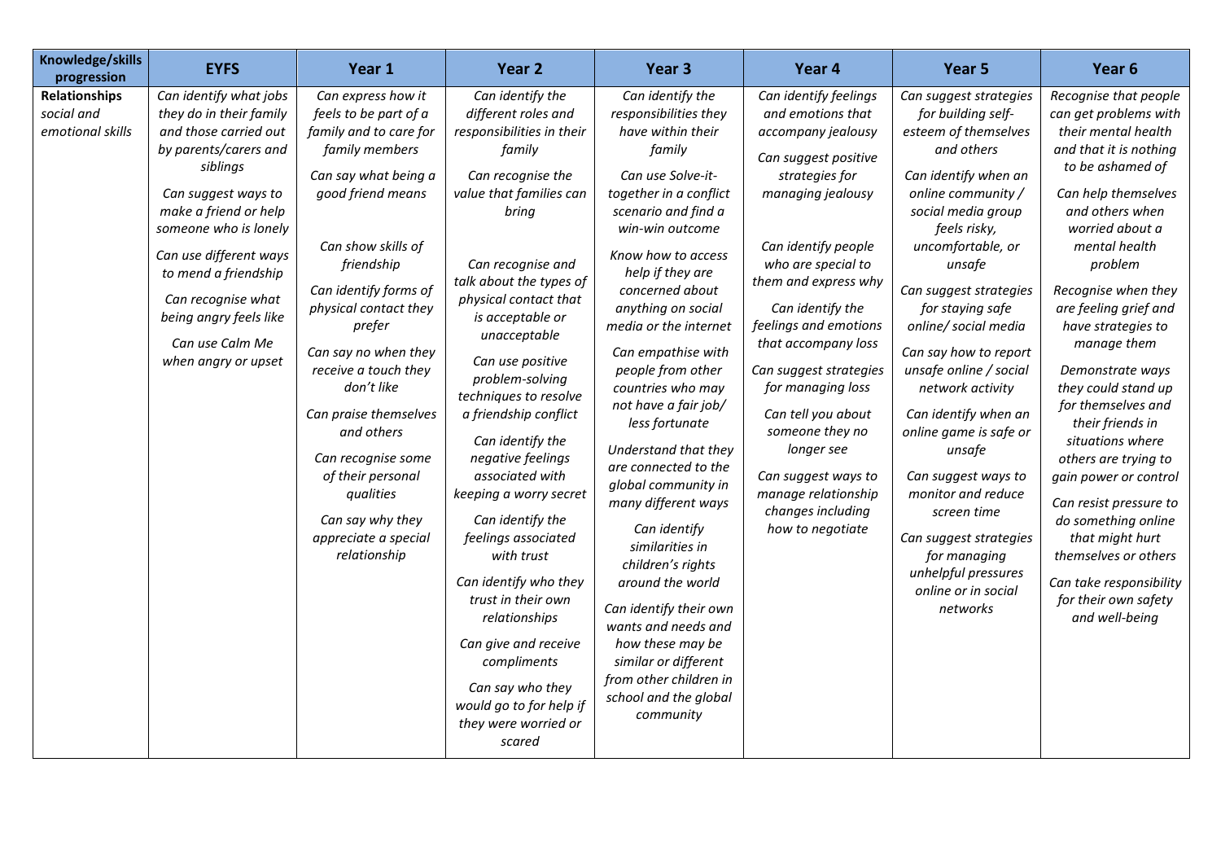| Knowledge/skills progression | EYFS | Year 1 | Year 2 | Year 3 | Year 4 | Year 5 | Year 6 |
|---|---|---|---|---|---|---|---|
| **Relationships** social and emotional skills | *Can identify what jobs they do in their family and those carried out by parents/carers and siblings*<br><br>*Can suggest ways to make a friend or help someone who is lonely*<br><br>*Can use different ways to mend a friendship*<br><br>*Can recognise what being angry feels like*<br><br>*Can use Calm Me when angry or upset* | *Can express how it feels to be part of a family and to care for family members*<br><br>*Can say what being a good friend means*<br><br>*Can show skills of friendship*<br><br>*Can identify forms of physical contact they prefer*<br><br>*Can say no when they receive a touch they don't like*<br><br>*Can praise themselves and others*<br><br>*Can recognise some of their personal qualities*<br><br>*Can say why they appreciate a special relationship* | *Can identify the different roles and responsibilities in their family*<br><br>*Can recognise the value that families can bring*<br><br>*Can recognise and talk about the types of physical contact that is acceptable or unacceptable*<br><br>*Can use positive problem-solving techniques to resolve a friendship conflict*<br><br>*Can identify the negative feelings associated with keeping a worry secret*<br><br>*Can identify the feelings associated with trust*<br><br>*Can identify who they trust in their own relationships*<br><br>*Can give and receive compliments*<br><br>*Can say who they would go to for help if they were worried or scared* | *Can identify the responsibilities they have within their family*<br><br>*Can use Solve-it-together in a conflict scenario and find a win-win outcome*<br><br>*Know how to access help if they are concerned about anything on social media or the internet*<br><br>*Can empathise with people from other countries who may not have a fair job/ less fortunate*<br><br>*Understand that they are connected to the global community in many different ways*<br><br>*Can identify similarities in children's rights around the world*<br><br>*Can identify their own wants and needs and how these may be similar or different from other children in school and the global community* | *Can identify feelings and emotions that accompany jealousy*<br><br>*Can suggest positive strategies for managing jealousy*<br><br>*Can identify people who are special to them and express why*<br><br>*Can identify the feelings and emotions that accompany loss*<br><br>*Can suggest strategies for managing loss*<br><br>*Can tell you about someone they no longer see*<br><br>*Can suggest ways to manage relationship changes including how to negotiate* | *Can suggest strategies for building self-esteem of themselves and others*<br><br>*Can identify when an online community / social media group feels risky, uncomfortable, or unsafe*<br><br>*Can suggest strategies for staying safe online/ social media*<br><br>*Can say how to report unsafe online / social network activity*<br><br>*Can identify when an online game is safe or unsafe*<br><br>*Can suggest ways to monitor and reduce screen time*<br><br>*Can suggest strategies for managing unhelpful pressures online or in social networks* | *Recognise that people can get problems with their mental health and that it is nothing to be ashamed of*<br><br>*Can help themselves and others when worried about a mental health problem*<br><br>*Recognise when they are feeling grief and have strategies to manage them*<br><br>*Demonstrate ways they could stand up for themselves and their friends in situations where others are trying to gain power or control*<br><br>*Can resist pressure to do something online that might hurt themselves or others*<br><br>*Can take responsibility for their own safety and well-being* |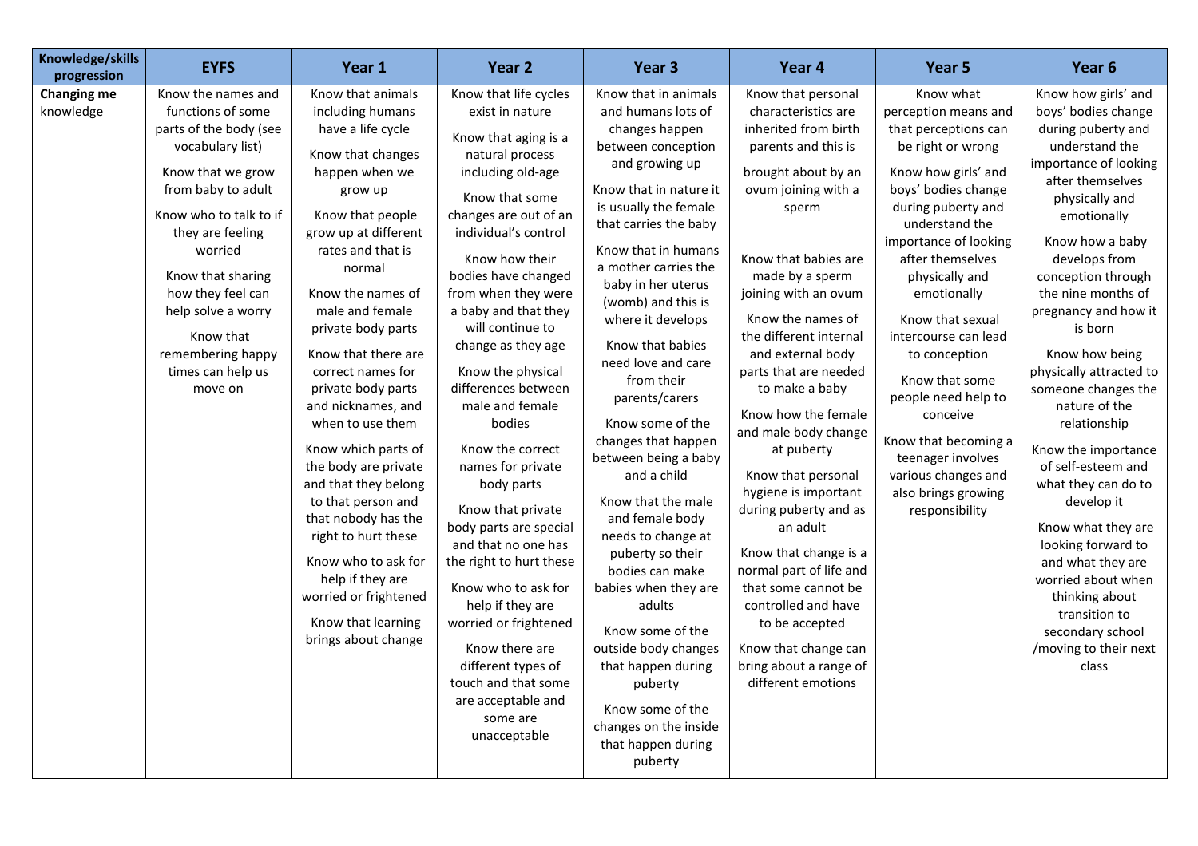| Knowledge/skills progression | EYFS | Year 1 | Year 2 | Year 3 | Year 4 | Year 5 | Year 6 |
|---|---|---|---|---|---|---|---|
| **Changing me** knowledge | Know the names and functions of some parts of the body (see vocabulary list)<br><br>Know that we grow from baby to adult<br><br>Know who to talk to if they are feeling worried<br><br>Know that sharing how they feel can help solve a worry<br><br>Know that remembering happy times can help us move on | Know that animals including humans have a life cycle<br><br>Know that changes happen when we grow up<br><br>Know that people grow up at different rates and that is normal<br><br>Know the names of male and female private body parts<br><br>Know that there are correct names for private body parts and nicknames, and when to use them<br><br>Know which parts of the body are private and that they belong to that person and that nobody has the right to hurt these<br><br>Know who to ask for help if they are worried or frightened<br><br>Know that learning brings about change | Know that life cycles exist in nature<br><br>Know that aging is a natural process including old-age<br><br>Know that some changes are out of an individual's control<br><br>Know how their bodies have changed from when they were a baby and that they will continue to change as they age<br><br>Know the physical differences between male and female bodies<br><br>Know the correct names for private body parts<br><br>Know that private body parts are special and that no one has the right to hurt these<br><br>Know who to ask for help if they are worried or frightened<br><br>Know there are different types of touch and that some are acceptable and some are unacceptable | Know that in animals and humans lots of changes happen between conception and growing up<br><br>Know that in nature it is usually the female that carries the baby<br><br>Know that in humans a mother carries the baby in her uterus (womb) and this is where it develops<br><br>Know that babies need love and care from their parents/carers<br><br>Know some of the changes that happen between being a baby and a child<br><br>Know that the male and female body needs to change at puberty so their bodies can make babies when they are adults<br><br>Know some of the outside body changes that happen during puberty<br><br>Know some of the changes on the inside that happen during puberty | Know that personal characteristics are inherited from birth parents and this is brought about by an ovum joining with a sperm<br><br>Know that babies are made by a sperm joining with an ovum<br><br>Know the names of the different internal and external body parts that are needed to make a baby<br><br>Know how the female and male body change at puberty<br><br>Know that personal hygiene is important during puberty and as an adult<br><br>Know that change is a normal part of life and that some cannot be controlled and have to be accepted<br><br>Know that change can bring about a range of different emotions | Know what perception means and that perceptions can be right or wrong<br><br>Know how girls' and boys' bodies change during puberty and understand the importance of looking after themselves physically and emotionally<br><br>Know that sexual intercourse can lead to conception<br><br>Know that some people need help to conceive<br><br>Know that becoming a teenager involves various changes and also brings growing responsibility | Know how girls' and boys' bodies change during puberty and understand the importance of looking after themselves physically and emotionally<br><br>Know how a baby develops from conception through the nine months of pregnancy and how it is born<br><br>Know how being physically attracted to someone changes the nature of the relationship<br><br>Know the importance of self-esteem and what they can do to develop it<br><br>Know what they are looking forward to and what they are worried about when thinking about transition to secondary school /moving to their next class |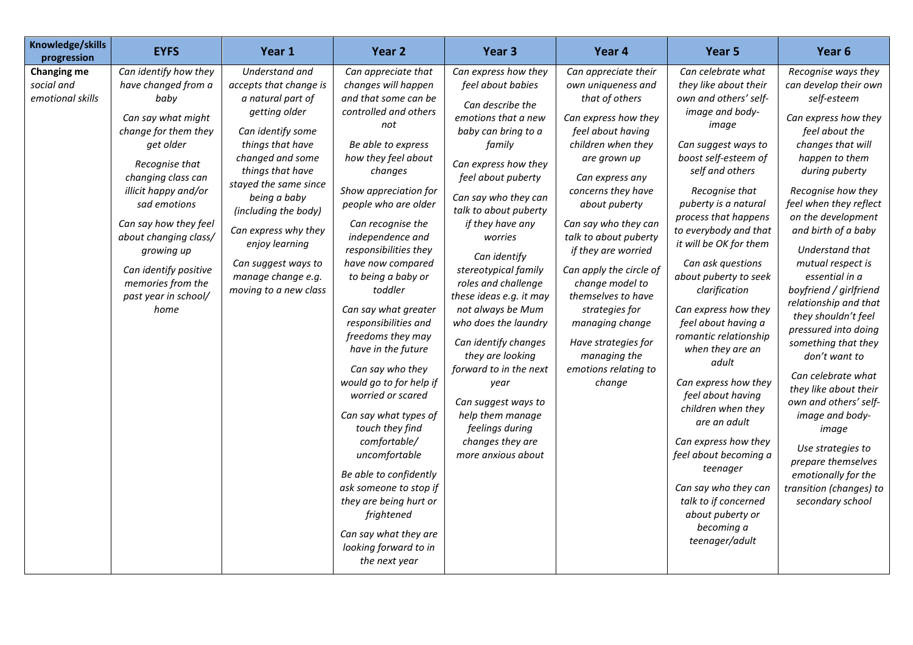| Knowledge/skills progression | EYFS | Year 1 | Year 2 | Year 3 | Year 4 | Year 5 | Year 6 |
|---|---|---|---|---|---|---|---|
| **Changing me** *social and emotional skills* | *Can identify how they have changed from a baby*<br>*Can say what might change for them they get older*<br>*Recognise that changing class can illicit happy and/or sad emotions*<br>*Can say how they feel about changing class/ growing up*<br>*Can identify positive memories from the past year in school/ home* | *Understand and accepts that change is a natural part of getting older*<br>*Can identify some things that have changed and some things that have stayed the same since being a baby (including the body)*<br>*Can express why they enjoy learning*<br>*Can suggest ways to manage change e.g. moving to a new class* | *Can appreciate that changes will happen and that some can be controlled and others not*<br>*Be able to express how they feel about changes*<br>*Show appreciation for people who are older*<br>*Can recognise the independence and responsibilities they have now compared to being a baby or toddler*<br>*Can say what greater responsibilities and freedoms they may have in the future*<br>*Can say who they would go to for help if worried or scared*<br>*Can say what types of touch they find comfortable/ uncomfortable*<br>*Be able to confidently ask someone to stop if they are being hurt or frightened*<br>*Can say what they are looking forward to in the next year* | *Can express how they feel about babies*<br>*Can describe the emotions that a new baby can bring to a family*<br>*Can express how they feel about puberty*<br>*Can say who they can talk to about puberty if they have any worries*<br>*Can identify stereotypical family roles and challenge these ideas e.g. it may not always be Mum who does the laundry*<br>*Can identify changes they are looking forward to in the next year*<br>*Can suggest ways to help them manage feelings during changes they are more anxious about* | *Can appreciate their own uniqueness and that of others*<br>*Can express how they feel about having children when they are grown up*<br>*Can express any concerns they have about puberty*<br>*Can say who they can talk to about puberty if they are worried*<br>*Can apply the circle of change model to themselves to have strategies for managing change*<br>*Have strategies for managing the emotions relating to change* | *Can celebrate what they like about their own and others' self-image and body-image*<br>*Can suggest ways to boost self-esteem of self and others*<br>*Recognise that puberty is a natural process that happens to everybody and that it will be OK for them*<br>*Can ask questions about puberty to seek clarification*<br>*Can express how they feel about having a romantic relationship when they are an adult*<br>*Can express how they feel about having children when they are an adult*<br>*Can express how they feel about becoming a teenager*<br>*Can say who they can talk to if concerned about puberty or becoming a teenager/adult* | *Recognise ways they can develop their own self-esteem*<br>*Can express how they feel about the changes that will happen to them during puberty*<br>*Recognise how they feel when they reflect on the development and birth of a baby*<br>*Understand that mutual respect is essential in a boyfriend / girlfriend relationship and that they shouldn't feel pressured into doing something that they don't want to*<br>*Can celebrate what they like about their own and others' self-image and body-image*<br>*Use strategies to prepare themselves emotionally for the transition (changes) to secondary school* |